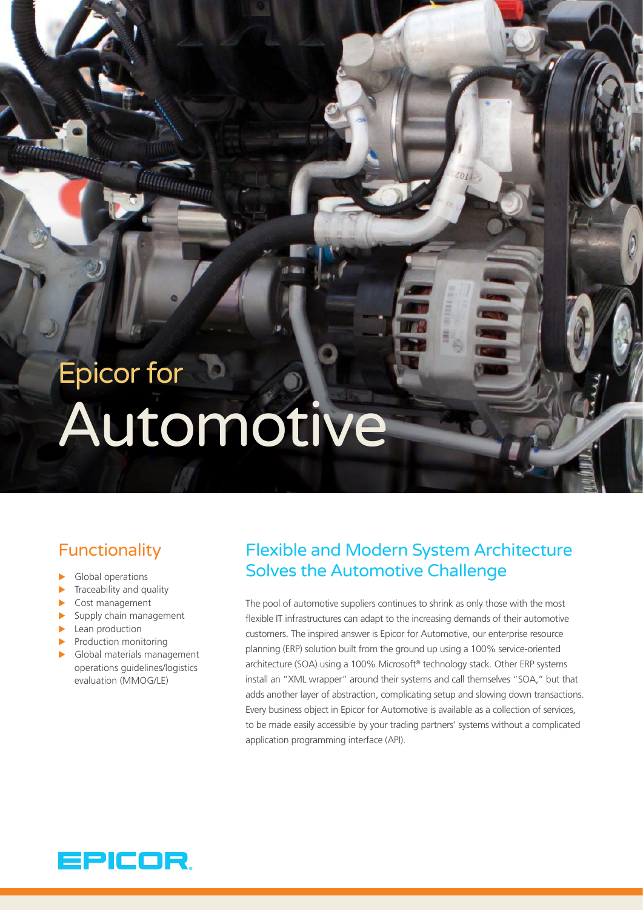# Epicor for Automotive

## Functionality

- Global operations
- Traceability and quality
- Cost management
- Supply chain management
- Lean production
- Production monitoring
- Global materials management operations guidelines/logistics evaluation (MMOG/LE)

## Flexible and Modern System Architecture Solves the Automotive Challenge

The pool of automotive suppliers continues to shrink as only those with the most flexible IT infrastructures can adapt to the increasing demands of their automotive customers. The inspired answer is Epicor for Automotive, our enterprise resource planning (ERP) solution built from the ground up using a 100% service-oriented architecture (SOA) using a 100% Microsoft® technology stack. Other ERP systems install an "XML wrapper" around their systems and call themselves "SOA," but that adds another layer of abstraction, complicating setup and slowing down transactions. Every business object in Epicor for Automotive is available as a collection of services, to be made easily accessible by your trading partners' systems without a complicated application programming interface (API).

EPICOR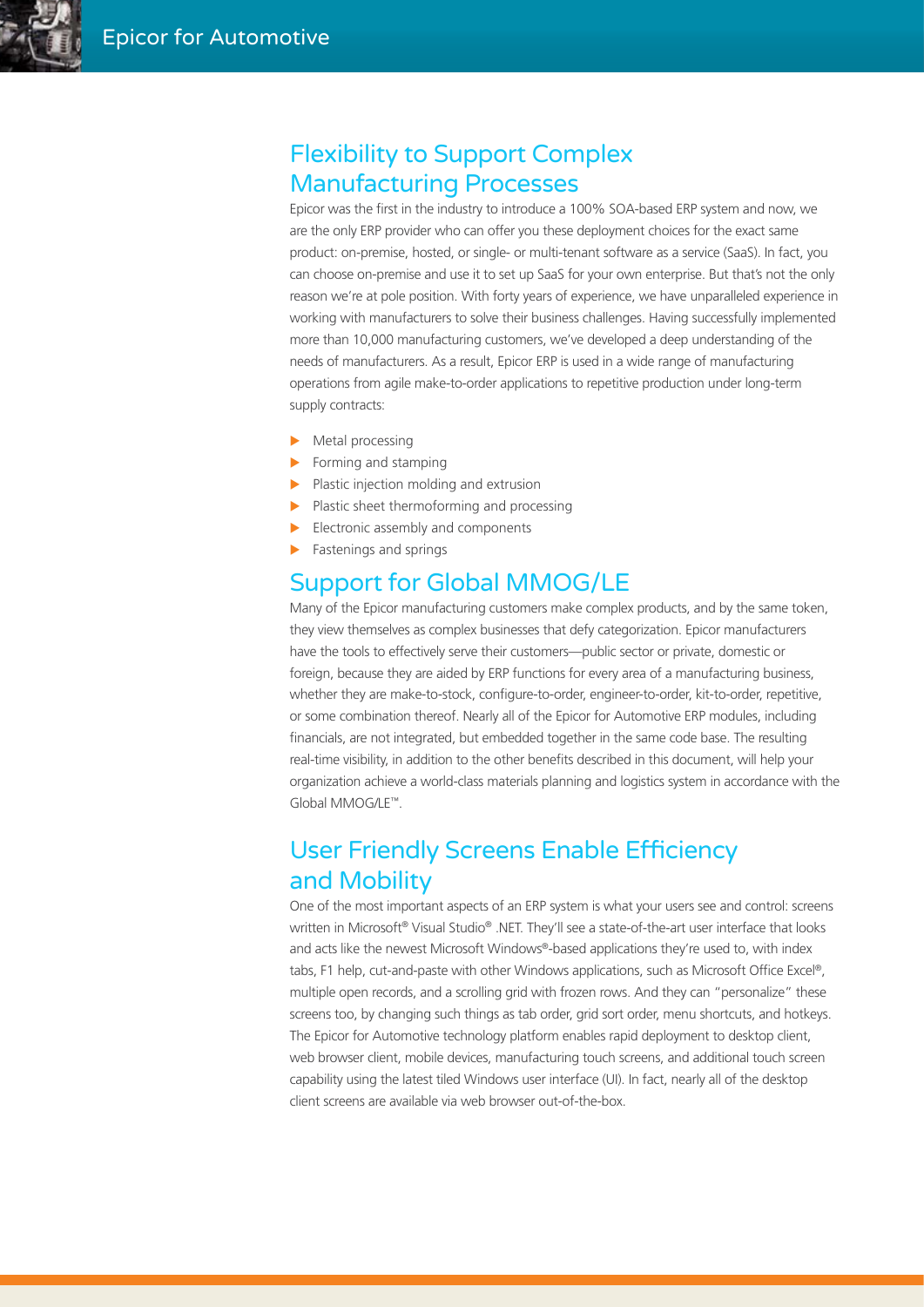## Flexibility to Support Complex Manufacturing Processes

Epicor was the first in the industry to introduce a 100% SOA-based ERP system and now, we are the only ERP provider who can offer you these deployment choices for the exact same product: on-premise, hosted, or single- or multi-tenant software as a service (SaaS). In fact, you can choose on-premise and use it to set up SaaS for your own enterprise. But that's not the only reason we're at pole position. With forty years of experience, we have unparalleled experience in working with manufacturers to solve their business challenges. Having successfully implemented more than 10,000 manufacturing customers, we've developed a deep understanding of the needs of manufacturers. As a result, Epicor ERP is used in a wide range of manufacturing operations from agile make-to-order applications to repetitive production under long-term supply contracts:

- Metal processing
- Forming and stamping
- Plastic injection molding and extrusion
- Plastic sheet thermoforming and processing
- Electronic assembly and components
- Fastenings and springs

## Support for Global MMOG/LE

Many of the Epicor manufacturing customers make complex products, and by the same token, they view themselves as complex businesses that defy categorization. Epicor manufacturers have the tools to effectively serve their customers—public sector or private, domestic or foreign, because they are aided by ERP functions for every area of a manufacturing business, whether they are make-to-stock, configure-to-order, engineer-to-order, kit-to-order, repetitive, or some combination thereof. Nearly all of the Epicor for Automotive ERP modules, including financials, are not integrated, but embedded together in the same code base. The resulting real-time visibility, in addition to the other benefits described in this document, will help your organization achieve a world-class materials planning and logistics system in accordance with the Global MMOG/LE™.

## User Friendly Screens Enable Efficiency and Mobility

One of the most important aspects of an ERP system is what your users see and control: screens written in Microsoft® Visual Studio® .NET. They'll see a state-of-the-art user interface that looks and acts like the newest Microsoft Windows®-based applications they're used to, with index tabs, F1 help, cut-and-paste with other Windows applications, such as Microsoft Office Excel®, multiple open records, and a scrolling grid with frozen rows. And they can "personalize" these screens too, by changing such things as tab order, grid sort order, menu shortcuts, and hotkeys. The Epicor for Automotive technology platform enables rapid deployment to desktop client, web browser client, mobile devices, manufacturing touch screens, and additional touch screen capability using the latest tiled Windows user interface (UI). In fact, nearly all of the desktop client screens are available via web browser out-of-the-box.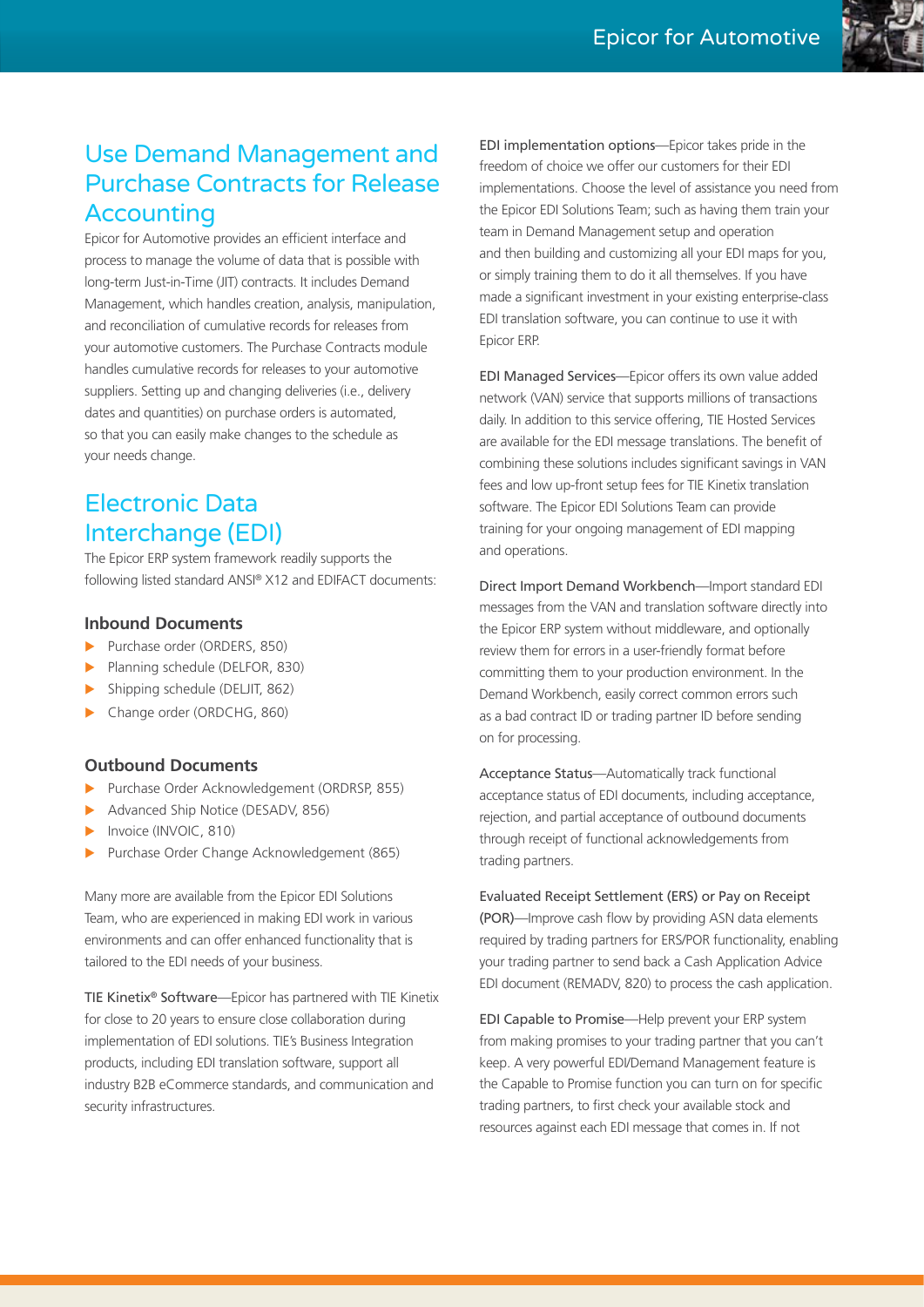## Use Demand Management and Purchase Contracts for Release Accounting

Epicor for Automotive provides an efficient interface and process to manage the volume of data that is possible with long-term Just-in-Time (JIT) contracts. It includes Demand Management, which handles creation, analysis, manipulation, and reconciliation of cumulative records for releases from your automotive customers. The Purchase Contracts module handles cumulative records for releases to your automotive suppliers. Setting up and changing deliveries (i.e., delivery dates and quantities) on purchase orders is automated, so that you can easily make changes to the schedule as your needs change.

## Electronic Data Interchange (EDI)

The Epicor ERP system framework readily supports the following listed standard ANSI® X12 and EDIFACT documents:

### Inbound Documents

- Purchase order (ORDERS, 850)
- Planning schedule (DELFOR, 830)
- Shipping schedule (DELJIT, 862)
- Change order (ORDCHG, 860)

### Outbound Documents

- Purchase Order Acknowledgement (ORDRSP, 855)
- Advanced Ship Notice (DESADV, 856)
- Invoice (INVOIC, 810)
- Purchase Order Change Acknowledgement (865)

Many more are available from the Epicor EDI Solutions Team, who are experienced in making EDI work in various environments and can offer enhanced functionality that is tailored to the EDI needs of your business.

TIE Kinetix® Software—Epicor has partnered with TIE Kinetix for close to 20 years to ensure close collaboration during implementation of EDI solutions. TIE's Business Integration products, including EDI translation software, support all industry B2B eCommerce standards, and communication and security infrastructures.

EDI implementation options—Epicor takes pride in the freedom of choice we offer our customers for their EDI implementations. Choose the level of assistance you need from the Epicor EDI Solutions Team; such as having them train your team in Demand Management setup and operation and then building and customizing all your EDI maps for you, or simply training them to do it all themselves. If you have made a significant investment in your existing enterprise-class EDI translation software, you can continue to use it with Epicor ERP.

EDI Managed Services—Epicor offers its own value added network (VAN) service that supports millions of transactions daily. In addition to this service offering, TIE Hosted Services are available for the EDI message translations. The benefit of combining these solutions includes significant savings in VAN fees and low up-front setup fees for TIE Kinetix translation software. The Epicor EDI Solutions Team can provide training for your ongoing management of EDI mapping and operations.

Direct Import Demand Workbench—Import standard EDI messages from the VAN and translation software directly into the Epicor ERP system without middleware, and optionally review them for errors in a user-friendly format before committing them to your production environment. In the Demand Workbench, easily correct common errors such as a bad contract ID or trading partner ID before sending on for processing.

Acceptance Status—Automatically track functional acceptance status of EDI documents, including acceptance, rejection, and partial acceptance of outbound documents through receipt of functional acknowledgements from trading partners.

Evaluated Receipt Settlement (ERS) or Pay on Receipt (POR)—Improve cash flow by providing ASN data elements required by trading partners for ERS/POR functionality, enabling your trading partner to send back a Cash Application Advice EDI document (REMADV, 820) to process the cash application.

EDI Capable to Promise—Help prevent your ERP system from making promises to your trading partner that you can't keep. A very powerful EDI/Demand Management feature is the Capable to Promise function you can turn on for specific trading partners, to first check your available stock and resources against each EDI message that comes in. If not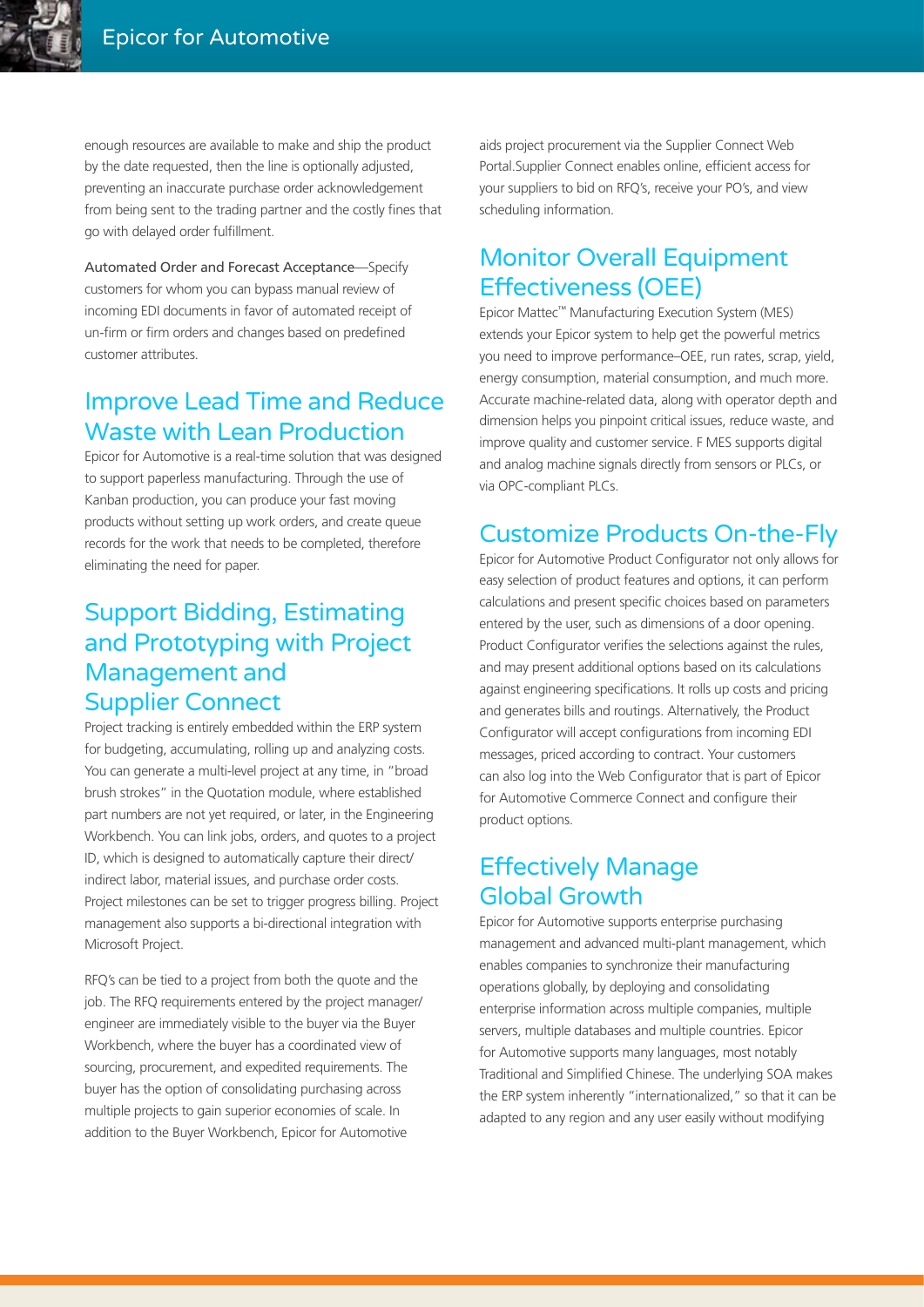enough resources are available to make and ship the product by the date requested, then the line is optionally adjusted, preventing an inaccurate purchase order acknowledgement from being sent to the trading partner and the costly fines that go with delayed order fulfillment.

Automated Order and Forecast Acceptance—Specify customers for whom you can bypass manual review of incoming EDI documents in favor of automated receipt of un-firm or firm orders and changes based on predefined customer attributes.

## Improve Lead Time and Reduce Waste with Lean Production

Epicor for Automotive is a real-time solution that was designed to support paperless manufacturing. Through the use of Kanban production, you can produce your fast moving products without setting up work orders, and create queue records for the work that needs to be completed, therefore eliminating the need for paper.

## Support Bidding, Estimating and Prototyping with Project Management and Supplier Connect

Project tracking is entirely embedded within the ERP system for budgeting, accumulating, rolling up and analyzing costs. You can generate a multi-level project at any time, in "broad brush strokes" in the Quotation module, where established part numbers are not yet required, or later, in the Engineering Workbench. You can link jobs, orders, and quotes to a project ID, which is designed to automatically capture their direct/ indirect labor, material issues, and purchase order costs. Project milestones can be set to trigger progress billing. Project management also supports a bi-directional integration with Microsoft Project.

RFQ's can be tied to a project from both the quote and the job. The RFQ requirements entered by the project manager/ engineer are immediately visible to the buyer via the Buyer Workbench, where the buyer has a coordinated view of sourcing, procurement, and expedited requirements. The buyer has the option of consolidating purchasing across multiple projects to gain superior economies of scale. In addition to the Buyer Workbench, Epicor for Automotive aids project procurement via the Supplier Connect Web Portal.Supplier Connect enables online, efficient access for your suppliers to bid on RFQ's, receive your PO's, and view scheduling information.

## Monitor Overall Equipment Effectiveness (OEE)

Epicor Mattec™ Manufacturing Execution System (MES) extends your Epicor system to help get the powerful metrics you need to improve performance–OEE, run rates, scrap, yield, energy consumption, material consumption, and much more. Accurate machine-related data, along with operator depth and dimension helps you pinpoint critical issues, reduce waste, and improve quality and customer service. F MES supports digital and analog machine signals directly from sensors or PLCs, or via OPC-compliant PLCs.

## Customize Products On-the-Fly

Epicor for Automotive Product Configurator not only allows for easy selection of product features and options, it can perform calculations and present specific choices based on parameters entered by the user, such as dimensions of a door opening. Product Configurator verifies the selections against the rules, and may present additional options based on its calculations against engineering specifications. It rolls up costs and pricing and generates bills and routings. Alternatively, the Product Configurator will accept configurations from incoming EDI messages, priced according to contract. Your customers can also log into the Web Configurator that is part of Epicor for Automotive Commerce Connect and configure their product options.

## Effectively Manage Global Growth

Epicor for Automotive supports enterprise purchasing management and advanced multi-plant management, which enables companies to synchronize their manufacturing operations globally, by deploying and consolidating enterprise information across multiple companies, multiple servers, multiple databases and multiple countries. Epicor for Automotive supports many languages, most notably Traditional and Simplified Chinese. The underlying SOA makes the ERP system inherently "internationalized," so that it can be adapted to any region and any user easily without modifying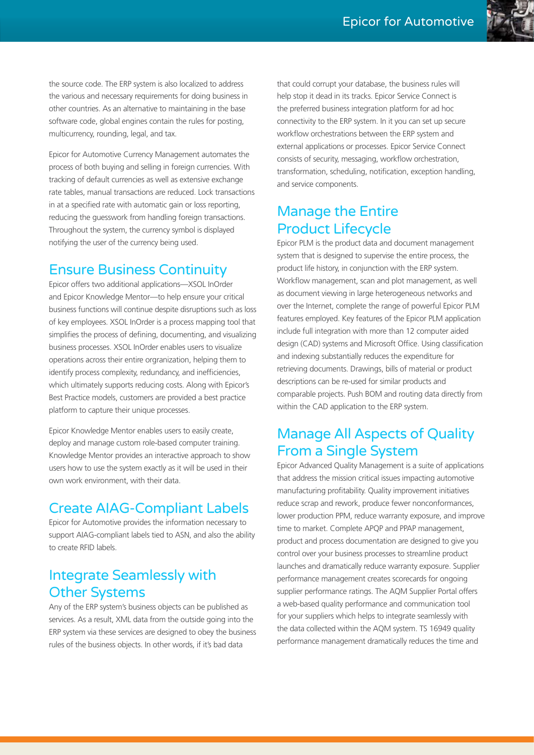the source code. The ERP system is also localized to address the various and necessary requirements for doing business in other countries. As an alternative to maintaining in the base software code, global engines contain the rules for posting, multicurrency, rounding, legal, and tax.

Epicor for Automotive Currency Management automates the process of both buying and selling in foreign currencies. With tracking of default currencies as well as extensive exchange rate tables, manual transactions are reduced. Lock transactions in at a specified rate with automatic gain or loss reporting, reducing the guesswork from handling foreign transactions. Throughout the system, the currency symbol is displayed notifying the user of the currency being used.

## Ensure Business Continuity

Epicor offers two additional applications—XSOL InOrder and Epicor Knowledge Mentor—to help ensure your critical business functions will continue despite disruptions such as loss of key employees. XSOL InOrder is a process mapping tool that simplifies the process of defining, documenting, and visualizing business processes. XSOL InOrder enables users to visualize operations across their entire orgranization, helping them to identify process complexity, redundancy, and inefficiencies, which ultimately supports reducing costs. Along with Epicor's Best Practice models, customers are provided a best practice platform to capture their unique processes.

Epicor Knowledge Mentor enables users to easily create, deploy and manage custom role-based computer training. Knowledge Mentor provides an interactive approach to show users how to use the system exactly as it will be used in their own work environment, with their data.

## Create AIAG-Compliant Labels

Epicor for Automotive provides the information necessary to support AIAG-compliant labels tied to ASN, and also the ability to create RFID labels.

## Integrate Seamlessly with Other Systems

Any of the ERP system's business objects can be published as services. As a result, XML data from the outside going into the ERP system via these services are designed to obey the business rules of the business objects. In other words, if it's bad data that could corrupt your database, the business rules will help stop it dead in its tracks. Epicor Service Connect is the preferred business integration platform for ad hoc connectivity to the ERP system. In it you can set up secure workflow orchestrations between the ERP system and external applications or processes. Epicor Service Connect consists of security, messaging, workflow orchestration, transformation, scheduling, notification, exception handling, and service components.

## Manage the Entire Product Lifecycle

Epicor PLM is the product data and document management system that is designed to supervise the entire process, the product life history, in conjunction with the ERP system. Workflow management, scan and plot management, as well as document viewing in large heterogeneous networks and over the Internet, complete the range of powerful Epicor PLM features employed. Key features of the Epicor PLM application include full integration with more than 12 computer aided design (CAD) systems and Microsoft Office. Using classification and indexing substantially reduces the expenditure for retrieving documents. Drawings, bills of material or product descriptions can be re-used for similar products and comparable projects. Push BOM and routing data directly from within the CAD application to the ERP system.

## Manage All Aspects of Quality From a Single System

Epicor Advanced Quality Management is a suite of applications that address the mission critical issues impacting automotive manufacturing profitability. Quality improvement initiatives reduce scrap and rework, produce fewer nonconformances, lower production PPM, reduce warranty exposure, and improve time to market. Complete APQP and PPAP management, product and process documentation are designed to give you control over your business processes to streamline product launches and dramatically reduce warranty exposure. Supplier performance management creates scorecards for ongoing supplier performance ratings. The AQM Supplier Portal offers a web-based quality performance and communication tool for your suppliers which helps to integrate seamlessly with the data collected within the AQM system. TS 16949 quality performance management dramatically reduces the time and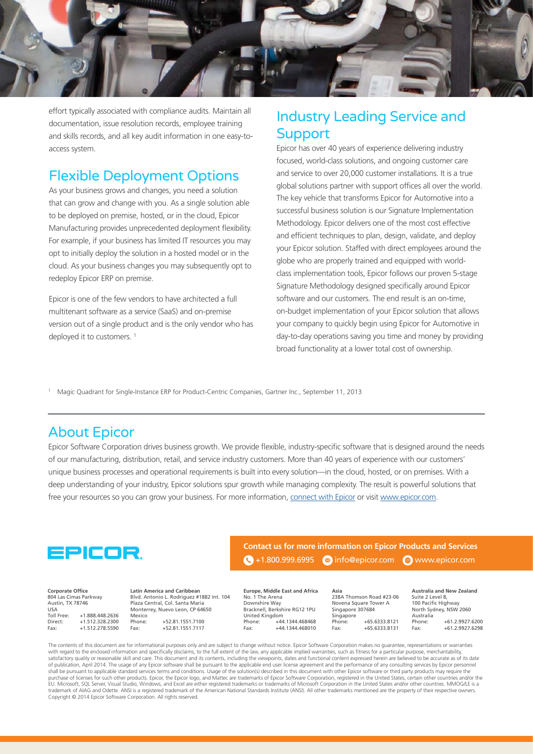effort typically associated with compliance audits. Maintain all documentation, issue resolution records, employee training and skills records, and all key audit information in one easy-to-access system.

## Flexible Deployment Options

As your business grows and changes, you need a solution that can grow and change with you. As a single solution able to be deployed on premise, hosted, or in the cloud, Epicor Manufacturing provides unprecedented deployment flexibility. For example, if your business has limited IT resources you may opt to initially deploy the solution in a hosted model or in the cloud. As your business changes you may subsequently opt to redeploy Epicor ERP on premise.

Epicor is one of the few vendors to have architected a full multitenant software as a service (SaaS) and on-premise version out of a single product and is the only vendor who has deployed it to customers. [1]

## Industry Leading Service and Support

Epicor has over 40 years of experience delivering industry focused, world-class solutions, and ongoing customer care and service to over 20,000 customer installations. It is a true global solutions partner with support offices all over the world. The key vehicle that transforms Epicor for Automotive into a successful business solution is our Signature Implementation Methodology. Epicor delivers one of the most cost effective and efficient techniques to plan, design, validate, and deploy your Epicor solution. Staffed with direct employees around the globe who are properly trained and equipped with world-class implementation tools, Epicor follows our proven 5-stage Signature Methodology designed specifically around Epicor software and our customers. The end result is an on-time, on-budget implementation of your Epicor solution that allows your company to quickly begin using Epicor for Automotive in day-to-day operations saving you time and money by providing broad functionality at a lower total cost of ownership.

[1] Magic Quadrant for Single-Instance ERP for Product-Centric Companies, Gartner Inc., September 11, 2013

## About Epicor

Epicor Software Corporation drives business growth. We provide flexible, industry-specific software that is designed around the needs of our manufacturing, distribution, retail, and service industry customers. More than 40 years of experience with our customers' unique business processes and operational requirements is built into every solution—in the cloud, hosted, or on premises. With a deep understanding of your industry, Epicor solutions spur growth while managing complexity. The result is powerful solutions that free your resources so you can grow your business. For more information, connect with Epicor or visit www.epicor.com.

EPICOR

**Contact us for more information on Epicor Products and Services**

+1.800.999.6995 | info@epicor.com | www.epicor.com

**Corporate Office**
804 Las Cimas Parkway
Austin, TX 78746
USA
Toll Free: +1.888.448.2636
Direct: +1.512.328.2300
Fax: +1.512.278.5590

**Latin America and Caribbean**
Blvd. Antonio L. Rodriguez #1882 Int. 104
Plaza Central, Col. Santa Maria
Monterrey, Nuevo Leon, CP 64650
Mexico
Phone: +52.81.1551.7100
Fax: +52.81.1551.7117

**Europe, Middle East and Africa**
No. 1 The Arena
Downshire Way
Bracknell, Berkshire RG12 1PU
United Kingdom
Phone: +44.1344.468468
Fax: +44.1344.468010

**Asia**
238A Thomson Road #23-06
Novena Square Tower A
Singapore 307684
Singapore
Phone: +65.6333.8121
Fax: +65.6333.8131

**Australia and New Zealand**
Suite 2 Level 8,
100 Pacific Highway
North Sydney, NSW 2060
Australia
Phone: +61.2.9927.6200
Fax: +61.2.9927.6298

The contents of this document are for informational purposes only and are subject to change without notice. Epicor Software Corporation makes no guarantee, representations or warranties with regard to the enclosed information and specifically disclaims, to the full extent of the law, any applicable implied warranties, such as fitness for a particular purpose, merchantability, satisfactory quality or reasonable skill and care. This document and its contents, including the viewpoints, dates and functional content expressed herein are believed to be accurate as of its date of publication, April 2014. The usage of any Epicor software shall be pursuant to the applicable end user license agreement and the performance of any consulting services by Epicor personnel shall be pursuant to applicable standard services terms and conditions. Usage of the solution(s) described in this document with other Epicor software or third party products may require the purchase of licenses for such other products. Epicor, the Epicor logo, and Mattec are trademarks of Epicor Software Corporation, registered in the United States, certain other countries and/or the EU. Microsoft, SQL Server, Visual Studio, Windows, and Excel are either registered trademarks or trademarks of Microsoft Corporation in the United States and/or other countries. MMOG/LE is a trademark of AIAG and Odette. ANSI is a registered trademark of the American National Standards Institute (ANSI). All other trademarks mentioned are the property of their respective owners. Copyright © 2014 Epicor Software Corporation. All rights reserved.